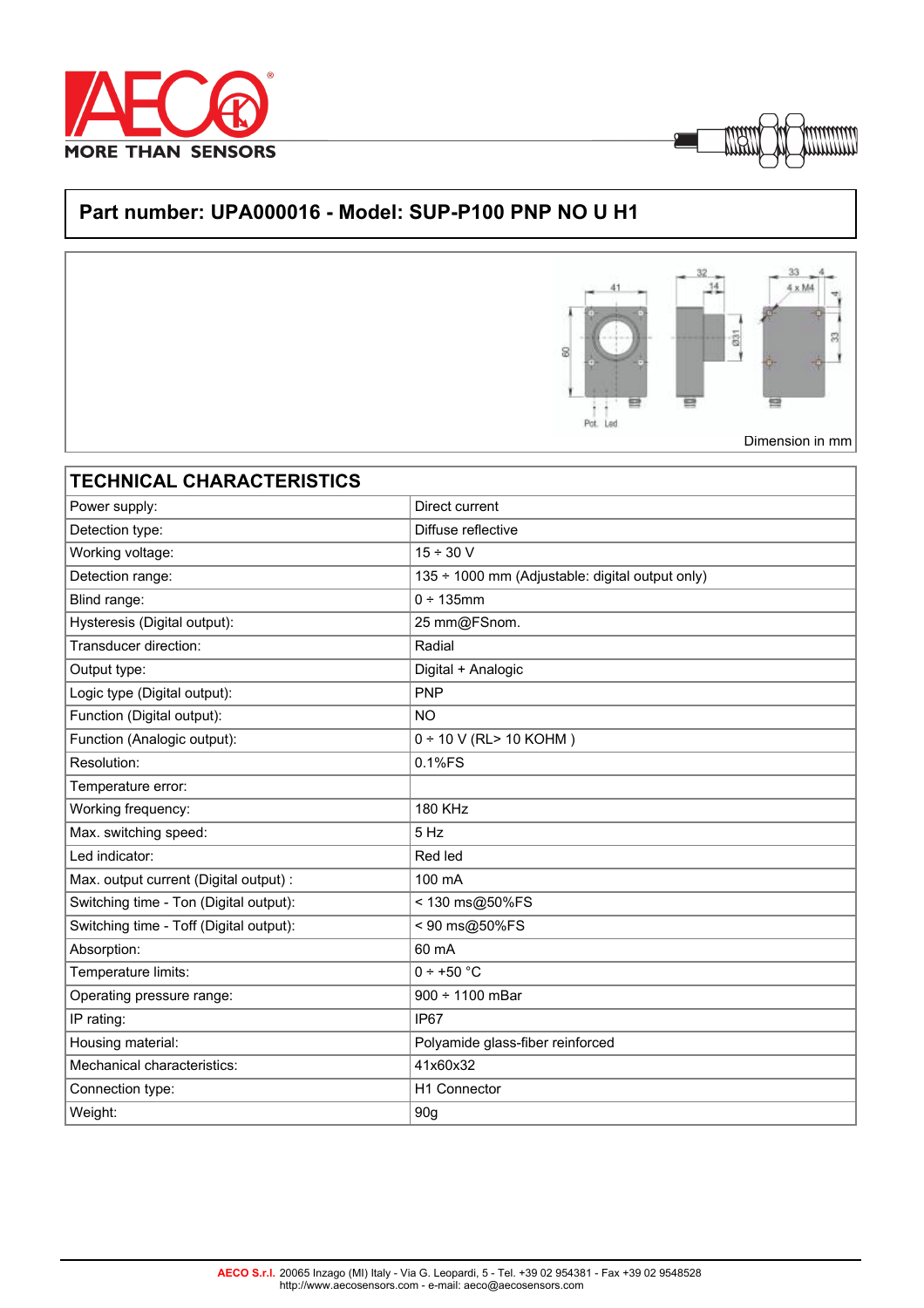# Part number: UPA000016 - Model: SUP-P100 PNP NO U H1

Dimension in mm

| TECHNICAL CHARACTERISTICS | |
|---|---|
| Power supply: | Direct current |
| Detection type: | Diffuse reflective |
| Working voltage: | 15 ÷ 30 V |
| Detection range: | 135 ÷ 1000 mm (Adjustable: digital output only) |
| Blind range: | 0 ÷ 135mm |
| Hysteresis (Digital output): | 25 mm@FSnom. |
| Transducer direction: | Radial |
| Output type: | Digital + Analogic |
| Logic type (Digital output): | PNP |
| Function (Digital output): | NO |
| Function (Analogic output): | 0 ÷ 10 V (RL> 10 KOHM ) |
| Resolution: | 0.1%FS |
| Temperature error: | |
| Working frequency: | 180 KHz |
| Max. switching speed: | 5 Hz |
| Led indicator: | Red led |
| Max. output current (Digital output) : | 100 mA |
| Switching time - Ton (Digital output): | < 130 ms@50%FS |
| Switching time - Toff (Digital output): | < 90 ms@50%FS |
| Absorption: | 60 mA |
| Temperature limits: | 0 ÷ +50 °C |
| Operating pressure range: | 900 ÷ 1100 mBar |
| IP rating: | IP67 |
| Housing material: | Polyamide glass-fiber reinforced |
| Mechanical characteristics: | 41x60x32 |
| Connection type: | H1 Connector |
| Weight: | 90g |

AECO S.r.l. 20065 Inzago (MI) Italy - Via G. Leopardi, 5 - Tel. +39 02 954381 - Fax +39 02 9548528
http://www.aecosensors.com - e-mail: aeco@aecosensors.com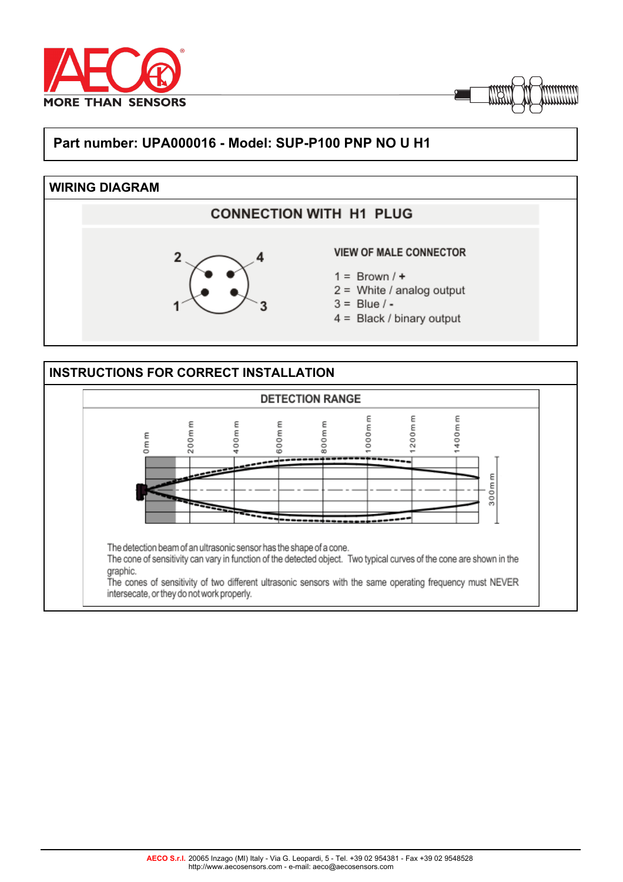**Part number: UPA000016 - Model: SUP-P100 PNP NO U H1**

## WIRING DIAGRAM

### CONNECTION WITH H1 PLUG

2 4
1 3

VIEW OF MALE CONNECTOR

1 = Brown / +
2 = White / analog output
3 = Blue / -
4 = Black / binary output

## INSTRUCTIONS FOR CORRECT INSTALLATION

### DETECTION RANGE

0mm
200mm
400mm
600mm
800mm
1000mm
1200mm
1400mm
300mm

The detection beam of an ultrasonic sensor has the shape of a cone.
The cone of sensitivity can vary in function of the detected object. Two typical curves of the cone are shown in the graphic.
The cones of sensitivity of two different ultrasonic sensors with the same operating frequency must NEVER intersecate, or they do not work properly.